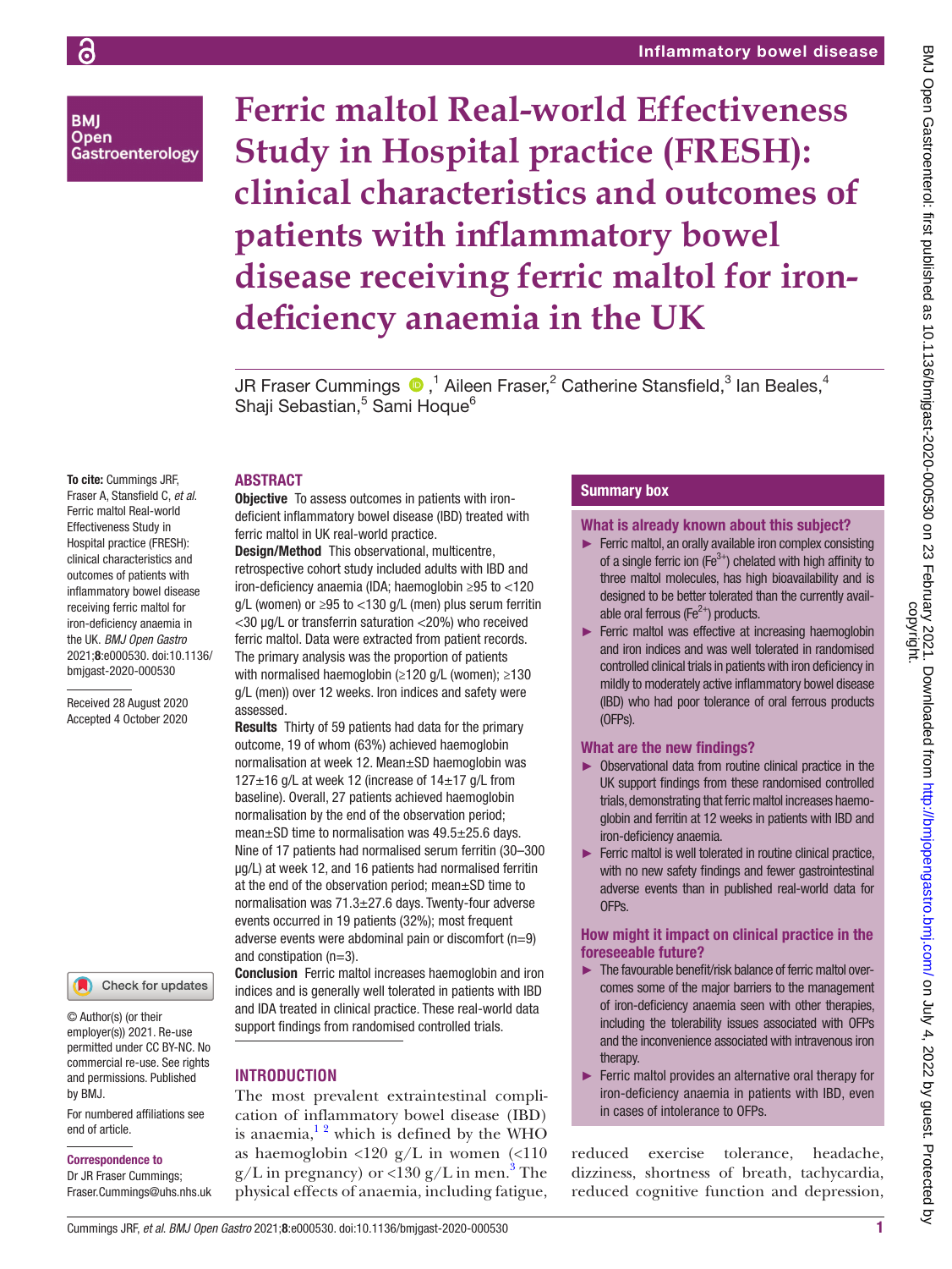# Ferric maltol Real-world Effectiveness Study in Hospital practice (FRESH): clinical characteristics and outcomes of patients with inflammatory bowel disease receiving ferric maltol for iron-deficiency anaemia in the UK

JR Fraser Cummings,[1] Aileen Fraser,[2] Catherine Stansfield,[3] Ian Beales,[4] Shaji Sebastian,[5] Sami Hoque[6]

**To cite:** Cummings JRF, Fraser A, Stansfield C, *et al*. Ferric maltol Real-world Effectiveness Study in Hospital practice (FRESH): clinical characteristics and outcomes of patients with inflammatory bowel disease receiving ferric maltol for iron-deficiency anaemia in the UK. *BMJ Open Gastro* 2021;**8**:e000530. doi:10.1136/bmjgast-2020-000530

Received 28 August 2020
Accepted 4 October 2020

© Author(s) (or their employer(s)) 2021. Re-use permitted under CC BY-NC. No commercial re-use. See rights and permissions. Published by BMJ.

For numbered affiliations see end of article.

**Correspondence to**
Dr JR Fraser Cummings; Fraser.Cummings@uhs.nhs.uk

## ABSTRACT

**Objective** To assess outcomes in patients with iron-deficient inflammatory bowel disease (IBD) treated with ferric maltol in UK real-world practice.

**Design/Method** This observational, multicentre, retrospective cohort study included adults with IBD and iron-deficiency anaemia (IDA; haemoglobin ≥95 to <120 g/L (women) or ≥95 to <130 g/L (men) plus serum ferritin <30 µg/L or transferrin saturation <20%) who received ferric maltol. Data were extracted from patient records. The primary analysis was the proportion of patients with normalised haemoglobin (≥120 g/L (women); ≥130 g/L (men)) over 12 weeks. Iron indices and safety were assessed.

**Results** Thirty of 59 patients had data for the primary outcome, 19 of whom (63%) achieved haemoglobin normalisation at week 12. Mean±SD haemoglobin was 127±16 g/L at week 12 (increase of 14±17 g/L from baseline). Overall, 27 patients achieved haemoglobin normalisation by the end of the observation period; mean±SD time to normalisation was 49.5±25.6 days. Nine of 17 patients had normalised serum ferritin (30–300 µg/L) at week 12, and 16 patients had normalised ferritin at the end of the observation period; mean±SD time to normalisation was 71.3±27.6 days. Twenty-four adverse events occurred in 19 patients (32%); most frequent adverse events were abdominal pain or discomfort (n=9) and constipation (n=3).

**Conclusion** Ferric maltol increases haemoglobin and iron indices and is generally well tolerated in patients with IBD and IDA treated in clinical practice. These real-world data support findings from randomised controlled trials.

## Summary box

### What is already known about this subject?

- Ferric maltol, an orally available iron complex consisting of a single ferric ion ($Fe^{3+}$) chelated with high affinity to three maltol molecules, has high bioavailability and is designed to be better tolerated than the currently available oral ferrous ($Fe^{2+}$) products.
- Ferric maltol was effective at increasing haemoglobin and iron indices and was well tolerated in randomised controlled clinical trials in patients with iron deficiency in mildly to moderately active inflammatory bowel disease (IBD) who had poor tolerance of oral ferrous products (OFPs).

### What are the new findings?

- Observational data from routine clinical practice in the UK support findings from these randomised controlled trials, demonstrating that ferric maltol increases haemoglobin and ferritin at 12 weeks in patients with IBD and iron-deficiency anaemia.
- Ferric maltol is well tolerated in routine clinical practice, with no new safety findings and fewer gastrointestinal adverse events than in published real-world data for OFPs.

### How might it impact on clinical practice in the foreseeable future?

- The favourable benefit/risk balance of ferric maltol overcomes some of the major barriers to the management of iron-deficiency anaemia seen with other therapies, including the tolerability issues associated with OFPs and the inconvenience associated with intravenous iron therapy.
- Ferric maltol provides an alternative oral therapy for iron-deficiency anaemia in patients with IBD, even in cases of intolerance to OFPs.

## INTRODUCTION

The most prevalent extraintestinal complication of inflammatory bowel disease (IBD) is anaemia,[1,2] which is defined by the WHO as haemoglobin <120 g/L in women (<110 g/L in pregnancy) or <130 g/L in men.[3] The physical effects of anaemia, including fatigue, reduced exercise tolerance, headache, dizziness, shortness of breath, tachycardia, reduced cognitive function and depression,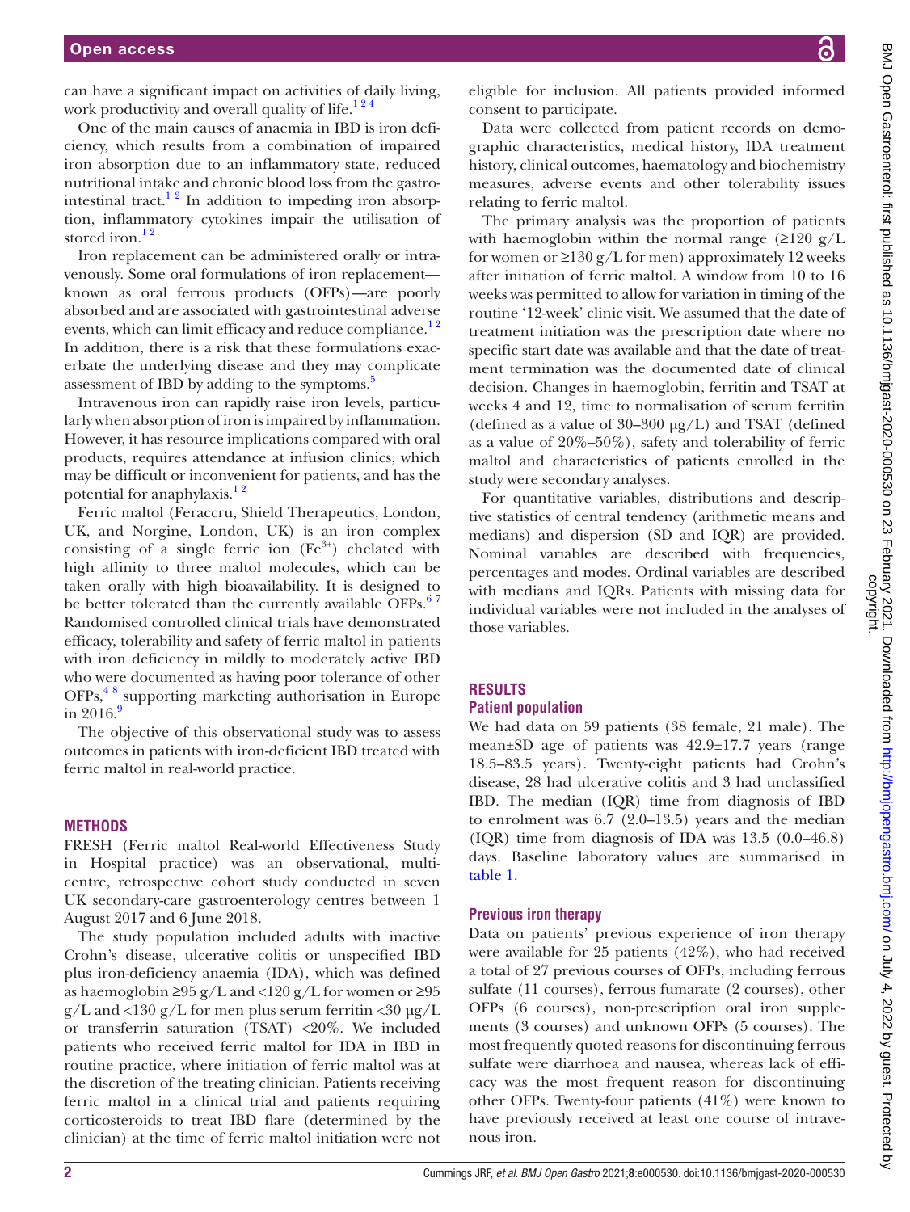can have a significant impact on activities of daily living, work productivity and overall quality of life.[1 2 4]

One of the main causes of anaemia in IBD is iron deficiency, which results from a combination of impaired iron absorption due to an inflammatory state, reduced nutritional intake and chronic blood loss from the gastrointestinal tract.[1 2] In addition to impeding iron absorption, inflammatory cytokines impair the utilisation of stored iron.[1 2]

Iron replacement can be administered orally or intravenously. Some oral formulations of iron replacement—known as oral ferrous products (OFPs)—are poorly absorbed and are associated with gastrointestinal adverse events, which can limit efficacy and reduce compliance.[1 2] In addition, there is a risk that these formulations exacerbate the underlying disease and they may complicate assessment of IBD by adding to the symptoms.[5]

Intravenous iron can rapidly raise iron levels, particularly when absorption of iron is impaired by inflammation. However, it has resource implications compared with oral products, requires attendance at infusion clinics, which may be difficult or inconvenient for patients, and has the potential for anaphylaxis.[1 2]

Ferric maltol (Feraccru, Shield Therapeutics, London, UK, and Norgine, London, UK) is an iron complex consisting of a single ferric ion ($Fe^{3+}$) chelated with high affinity to three maltol molecules, which can be taken orally with high bioavailability. It is designed to be better tolerated than the currently available OFPs.[6 7] Randomised controlled clinical trials have demonstrated efficacy, tolerability and safety of ferric maltol in patients with iron deficiency in mildly to moderately active IBD who were documented as having poor tolerance of other OFPs,[4 8] supporting marketing authorisation in Europe in 2016.[9]

The objective of this observational study was to assess outcomes in patients with iron-deficient IBD treated with ferric maltol in real-world practice.

## METHODS

FRESH (Ferric maltol Real-world Effectiveness Study in Hospital practice) was an observational, multicentre, retrospective cohort study conducted in seven UK secondary-care gastroenterology centres between 1 August 2017 and 6 June 2018.

The study population included adults with inactive Crohn's disease, ulcerative colitis or unspecified IBD plus iron-deficiency anaemia (IDA), which was defined as haemoglobin ≥95 g/L and <120 g/L for women or ≥95 g/L and <130 g/L for men plus serum ferritin <30 µg/L or transferrin saturation (TSAT) <20%. We included patients who received ferric maltol for IDA in IBD in routine practice, where initiation of ferric maltol was at the discretion of the treating clinician. Patients receiving ferric maltol in a clinical trial and patients requiring corticosteroids to treat IBD flare (determined by the clinician) at the time of ferric maltol initiation were not eligible for inclusion. All patients provided informed consent to participate.

Data were collected from patient records on demographic characteristics, medical history, IDA treatment history, clinical outcomes, haematology and biochemistry measures, adverse events and other tolerability issues relating to ferric maltol.

The primary analysis was the proportion of patients with haemoglobin within the normal range (≥120 g/L for women or ≥130 g/L for men) approximately 12 weeks after initiation of ferric maltol. A window from 10 to 16 weeks was permitted to allow for variation in timing of the routine '12-week' clinic visit. We assumed that the date of treatment initiation was the prescription date where no specific start date was available and that the date of treatment termination was the documented date of clinical decision. Changes in haemoglobin, ferritin and TSAT at weeks 4 and 12, time to normalisation of serum ferritin (defined as a value of 30–300 µg/L) and TSAT (defined as a value of 20%–50%), safety and tolerability of ferric maltol and characteristics of patients enrolled in the study were secondary analyses.

For quantitative variables, distributions and descriptive statistics of central tendency (arithmetic means and medians) and dispersion (SD and IQR) are provided. Nominal variables are described with frequencies, percentages and modes. Ordinal variables are described with medians and IQRs. Patients with missing data for individual variables were not included in the analyses of those variables.

## RESULTS

### Patient population

We had data on 59 patients (38 female, 21 male). The mean±SD age of patients was 42.9±17.7 years (range 18.5–83.5 years). Twenty-eight patients had Crohn's disease, 28 had ulcerative colitis and 3 had unclassified IBD. The median (IQR) time from diagnosis of IBD to enrolment was 6.7 (2.0–13.5) years and the median (IQR) time from diagnosis of IDA was 13.5 (0.0–46.8) days. Baseline laboratory values are summarised in table 1.

### Previous iron therapy

Data on patients' previous experience of iron therapy were available for 25 patients (42%), who had received a total of 27 previous courses of OFPs, including ferrous sulfate (11 courses), ferrous fumarate (2 courses), other OFPs (6 courses), non-prescription oral iron supplements (3 courses) and unknown OFPs (5 courses). The most frequently quoted reasons for discontinuing ferrous sulfate were diarrhoea and nausea, whereas lack of efficacy was the most frequent reason for discontinuing other OFPs. Twenty-four patients (41%) were known to have previously received at least one course of intravenous iron.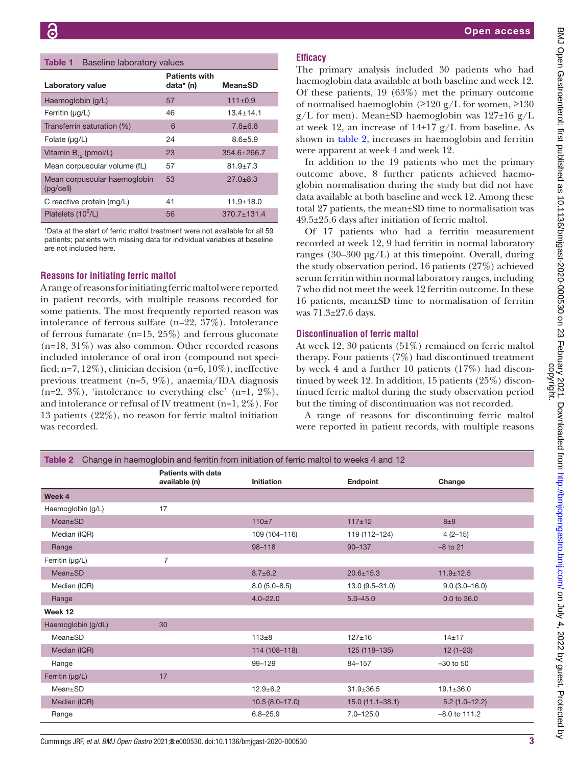Table 1 Baseline laboratory values

| Laboratory value | Patients with data* (n) | Mean±SD |
|---|---|---|
| Haemoglobin (g/L) | 57 | 111±0.9 |
| Ferritin (µg/L) | 46 | 13.4±14.1 |
| Transferrin saturation (%) | 6 | 7.8±6.8 |
| Folate (µg/L) | 24 | 8.6±5.9 |
| Vitamin $B_{12}$ (pmol/L) | 23 | 354.6±266.7 |
| Mean corpuscular volume (fL) | 57 | 81.9±7.3 |
| Mean corpuscular haemoglobin (pg/cell) | 53 | 27.0±8.3 |
| C reactive protein (mg/L) | 41 | 11.9±18.0 |
| Platelets ($10^9$/L) | 56 | 370.7±131.4 |

*Data at the start of ferric maltol treatment were not available for all 59 patients; patients with missing data for individual variables at baseline are not included here.

## Reasons for initiating ferric maltol

A range of reasons for initiating ferric maltol were reported in patient records, with multiple reasons recorded for some patients. The most frequently reported reason was intolerance of ferrous sulfate (n=22, 37%). Intolerance of ferrous fumarate (n=15, 25%) and ferrous gluconate (n=18, 31%) was also common. Other recorded reasons included intolerance of oral iron (compound not specified; n=7, 12%), clinician decision (n=6, 10%), ineffective previous treatment (n=5, 9%), anaemia/IDA diagnosis (n=2, 3%), 'intolerance to everything else' (n=1, 2%), and intolerance or refusal of IV treatment (n=1, 2%). For 13 patients (22%), no reason for ferric maltol initiation was recorded.

## Efficacy

The primary analysis included 30 patients who had haemoglobin data available at both baseline and week 12. Of these patients, 19 (63%) met the primary outcome of normalised haemoglobin (≥120 g/L for women, ≥130 g/L for men). Mean±SD haemoglobin was 127±16 g/L at week 12, an increase of 14±17 g/L from baseline. As shown in table 2, increases in haemoglobin and ferritin were apparent at week 4 and week 12.

In addition to the 19 patients who met the primary outcome above, 8 further patients achieved haemoglobin normalisation during the study but did not have data available at both baseline and week 12. Among these total 27 patients, the mean±SD time to normalisation was 49.5±25.6 days after initiation of ferric maltol.

Of 17 patients who had a ferritin measurement recorded at week 12, 9 had ferritin in normal laboratory ranges (30–300 µg/L) at this timepoint. Overall, during the study observation period, 16 patients (27%) achieved serum ferritin within normal laboratory ranges, including 7 who did not meet the week 12 ferritin outcome. In these 16 patients, mean±SD time to normalisation of ferritin was 71.3±27.6 days.

## Discontinuation of ferric maltol

At week 12, 30 patients (51%) remained on ferric maltol therapy. Four patients (7%) had discontinued treatment by week 4 and a further 10 patients (17%) had discontinued by week 12. In addition, 15 patients (25%) discontinued ferric maltol during the study observation period but the timing of discontinuation was not recorded.

A range of reasons for discontinuing ferric maltol were reported in patient records, with multiple reasons

Table 2 Change in haemoglobin and ferritin from initiation of ferric maltol to weeks 4 and 12

| | Patients with data available (n) | Initiation | Endpoint | Change |
|---|---|---|---|---|
| **Week 4** | | | | |
| Haemoglobin (g/L) | 17 | | | |
| Mean±SD | | 110±7 | 117±12 | 8±8 |
| Median (IQR) | | 109 (104–116) | 119 (112–124) | 4 (2–15) |
| Range | | 98–118 | 90–137 | −8 to 21 |
| Ferritin (µg/L) | 7 | | | |
| Mean±SD | | 8.7±6.2 | 20.6±15.3 | 11.9±12.5 |
| Median (IQR) | | 8.0 (5.0–8.5) | 13.0 (9.5–31.0) | 9.0 (3.0–16.0) |
| Range | | 4.0–22.0 | 5.0–45.0 | 0.0 to 36.0 |
| **Week 12** | | | | |
| Haemoglobin (g/dL) | 30 | | | |
| Mean±SD | | 113±8 | 127±16 | 14±17 |
| Median (IQR) | | 114 (108–118) | 125 (118–135) | 12 (1–23) |
| Range | | 99–129 | 84–157 | −30 to 50 |
| Ferritin (µg/L) | 17 | | | |
| Mean±SD | | 12.9±6.2 | 31.9±36.5 | 19.1±36.0 |
| Median (IQR) | | 10.5 (8.0–17.0) | 15.0 (11.1–38.1) | 5.2 (1.0–12.2) |
| Range | | 6.8–25.9 | 7.0–125.0 | −8.0 to 111.2 |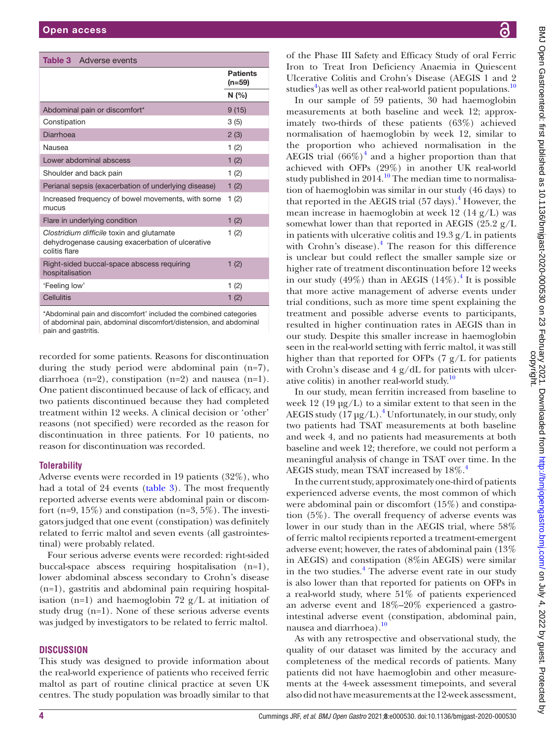Table 3 Adverse events

| | Patients (n=59) |
|---|---|
| | N (%) |
| Abdominal pain or discomfort* | 9 (15) |
| Constipation | 3 (5) |
| Diarrhoea | 2 (3) |
| Nausea | 1 (2) |
| Lower abdominal abscess | 1 (2) |
| Shoulder and back pain | 1 (2) |
| Perianal sepsis (exacerbation of underlying disease) | 1 (2) |
| Increased frequency of bowel movements, with some mucus | 1 (2) |
| Flare in underlying condition | 1 (2) |
| *Clostridium difficile* toxin and glutamate dehydrogenase causing exacerbation of ulcerative colitis flare | 1 (2) |
| Right-sided buccal-space abscess requiring hospitalisation | 1 (2) |
| 'Feeling low' | 1 (2) |
| Cellulitis | 1 (2) |

*Abdominal pain and discomfort' included the combined categories of abdominal pain, abdominal discomfort/distension, and abdominal pain and gastritis.

recorded for some patients. Reasons for discontinuation during the study period were abdominal pain (n=7), diarrhoea (n=2), constipation (n=2) and nausea (n=1). One patient discontinued because of lack of efficacy, and two patients discontinued because they had completed treatment within 12 weeks. A clinical decision or 'other' reasons (not specified) were recorded as the reason for discontinuation in three patients. For 10 patients, no reason for discontinuation was recorded.

### Tolerability

Adverse events were recorded in 19 patients (32%), who had a total of 24 events (table 3). The most frequently reported adverse events were abdominal pain or discomfort (n=9, 15%) and constipation (n=3, 5%). The investigators judged that one event (constipation) was definitely related to ferric maltol and seven events (all gastrointestinal) were probably related.

Four serious adverse events were recorded: right-sided buccal-space abscess requiring hospitalisation (n=1), lower abdominal abscess secondary to Crohn's disease (n=1), gastritis and abdominal pain requiring hospitalisation (n=1) and haemoglobin 72 g/L at initiation of study drug (n=1). None of these serious adverse events was judged by investigators to be related to ferric maltol.

## DISCUSSION

This study was designed to provide information about the real-world experience of patients who received ferric maltol as part of routine clinical practice at seven UK centres. The study population was broadly similar to that of the Phase III Safety and Efficacy Study of oral Ferric Iron to Treat Iron Deficiency Anaemia in Quiescent Ulcerative Colitis and Crohn's Disease (AEGIS 1 and 2 studies[4]) as well as other real-world patient populations.[10]

In our sample of 59 patients, 30 had haemoglobin measurements at both baseline and week 12; approximately two-thirds of these patients (63%) achieved normalisation of haemoglobin by week 12, similar to the proportion who achieved normalisation in the AEGIS trial (66%)[4] and a higher proportion than that achieved with OFPs (29%) in another UK real-world study published in 2014.[10] The median time to normalisation of haemoglobin was similar in our study (46 days) to that reported in the AEGIS trial (57 days).[4] However, the mean increase in haemoglobin at week 12 (14 g/L) was somewhat lower than that reported in AEGIS (25.2 g/L in patients with ulcerative colitis and 19.3 g/L in patients with Crohn's disease).[4] The reason for this difference is unclear but could reflect the smaller sample size or higher rate of treatment discontinuation before 12 weeks in our study (49%) than in AEGIS (14%).[4] It is possible that more active management of adverse events under trial conditions, such as more time spent explaining the treatment and possible adverse events to participants, resulted in higher continuation rates in AEGIS than in our study. Despite this smaller increase in haemoglobin seen in the real-world setting with ferric maltol, it was still higher than that reported for OFPs (7 g/L for patients with Crohn's disease and 4 g/dL for patients with ulcerative colitis) in another real-world study.[10]

In our study, mean ferritin increased from baseline to week 12 (19 µg/L) to a similar extent to that seen in the AEGIS study (17 µg/L).[4] Unfortunately, in our study, only two patients had TSAT measurements at both baseline and week 4, and no patients had measurements at both baseline and week 12; therefore, we could not perform a meaningful analysis of change in TSAT over time. In the AEGIS study, mean TSAT increased by 18%.[4]

In the current study, approximately one-third of patients experienced adverse events, the most common of which were abdominal pain or discomfort (15%) and constipation (5%). The overall frequency of adverse events was lower in our study than in the AEGIS trial, where 58% of ferric maltol recipients reported a treatment-emergent adverse event; however, the rates of abdominal pain (13% in AEGIS) and constipation (8%in AEGIS) were similar in the two studies.[4] The adverse event rate in our study is also lower than that reported for patients on OFPs in a real-world study, where 51% of patients experienced an adverse event and 18%–20% experienced a gastrointestinal adverse event (constipation, abdominal pain, nausea and diarrhoea).[10]

As with any retrospective and observational study, the quality of our dataset was limited by the accuracy and completeness of the medical records of patients. Many patients did not have haemoglobin and other measurements at the 4-week assessment timepoints, and several also did not have measurements at the 12-week assessment,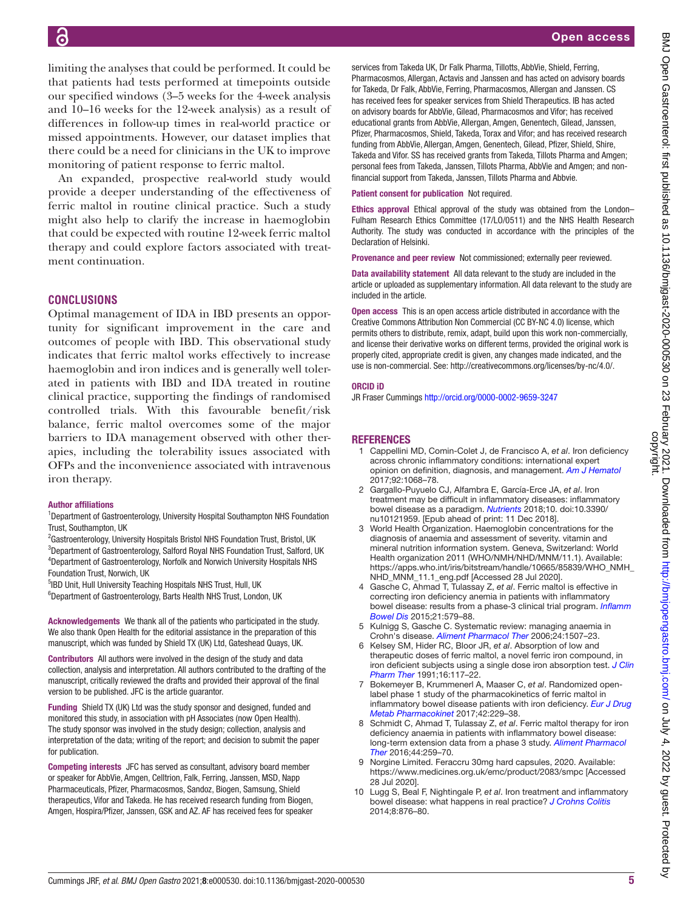limiting the analyses that could be performed. It could be that patients had tests performed at timepoints outside our specified windows (3–5 weeks for the 4-week analysis and 10–16 weeks for the 12-week analysis) as a result of differences in follow-up times in real-world practice or missed appointments. However, our dataset implies that there could be a need for clinicians in the UK to improve monitoring of patient response to ferric maltol.

An expanded, prospective real-world study would provide a deeper understanding of the effectiveness of ferric maltol in routine clinical practice. Such a study might also help to clarify the increase in haemoglobin that could be expected with routine 12-week ferric maltol therapy and could explore factors associated with treatment continuation.

## CONCLUSIONS

Optimal management of IDA in IBD presents an opportunity for significant improvement in the care and outcomes of people with IBD. This observational study indicates that ferric maltol works effectively to increase haemoglobin and iron indices and is generally well tolerated in patients with IBD and IDA treated in routine clinical practice, supporting the findings of randomised controlled trials. With this favourable benefit/risk balance, ferric maltol overcomes some of the major barriers to IDA management observed with other therapies, including the tolerability issues associated with OFPs and the inconvenience associated with intravenous iron therapy.

**Author affiliations**

[1]Department of Gastroenterology, University Hospital Southampton NHS Foundation Trust, Southampton, UK
[2]Gastroenterology, University Hospitals Bristol NHS Foundation Trust, Bristol, UK
[3]Department of Gastroenterology, Salford Royal NHS Foundation Trust, Salford, UK
[4]Department of Gastroenterology, Norfolk and Norwich University Hospitals NHS Foundation Trust, Norwich, UK
[5]IBD Unit, Hull University Teaching Hospitals NHS Trust, Hull, UK
[6]Department of Gastroenterology, Barts Health NHS Trust, London, UK

**Acknowledgements** We thank all of the patients who participated in the study. We also thank Open Health for the editorial assistance in the preparation of this manuscript, which was funded by Shield TX (UK) Ltd, Gateshead Quays, UK.

**Contributors** All authors were involved in the design of the study and data collection, analysis and interpretation. All authors contributed to the drafting of the manuscript, critically reviewed the drafts and provided their approval of the final version to be published. JFC is the article guarantor.

**Funding** Shield TX (UK) Ltd was the study sponsor and designed, funded and monitored this study, in association with pH Associates (now Open Health). The study sponsor was involved in the study design; collection, analysis and interpretation of the data; writing of the report; and decision to submit the paper for publication.

**Competing interests** JFC has served as consultant, advisory board member or speaker for AbbVie, Amgen, Celltrion, Falk, Ferring, Janssen, MSD, Napp Pharmaceuticals, Pfizer, Pharmacosmos, Sandoz, Biogen, Samsung, Shield therapeutics, Vifor and Takeda. He has received research funding from Biogen, Amgen, Hospira/Pfizer, Janssen, GSK and AZ. AF has received fees for speaker services from Takeda UK, Dr Falk Pharma, Tillotts, AbbVie, Shield, Ferring, Pharmacosmos, Allergan, Actavis and Janssen and has acted on advisory boards for Takeda, Dr Falk, AbbVie, Ferring, Pharmacosmos, Allergan and Janssen. CS has received fees for speaker services from Shield Therapeutics. IB has acted on advisory boards for AbbVie, Gilead, Pharmacosmos and Vifor; has received educational grants from AbbVie, Allergan, Amgen, Genentech, Gilead, Janssen, Pfizer, Pharmacosmos, Shield, Takeda, Torax and Vifor; and has received research funding from AbbVie, Allergan, Amgen, Genentech, Gilead, Pfizer, Shield, Shire, Takeda and Vifor. SS has received grants from Takeda, Tillots Pharma and Amgen; personal fees from Takeda, Janssen, Tillots Pharma, AbbVie and Amgen; and non-financial support from Takeda, Janssen, Tillots Pharma and Abbvie.

**Patient consent for publication** Not required.

**Ethics approval** Ethical approval of the study was obtained from the London–Fulham Research Ethics Committee (17/LO/0511) and the NHS Health Research Authority. The study was conducted in accordance with the principles of the Declaration of Helsinki.

**Provenance and peer review** Not commissioned; externally peer reviewed.

**Data availability statement** All data relevant to the study are included in the article or uploaded as supplementary information. All data relevant to the study are included in the article.

**Open access** This is an open access article distributed in accordance with the Creative Commons Attribution Non Commercial (CC BY-NC 4.0) license, which permits others to distribute, remix, adapt, build upon this work non-commercially, and license their derivative works on different terms, provided the original work is properly cited, appropriate credit is given, any changes made indicated, and the use is non-commercial. See: http://creativecommons.org/licenses/by-nc/4.0/.

**ORCID iD**

JR Fraser Cummings http://orcid.org/0000-0002-9659-3247

## REFERENCES

1. Cappellini MD, Comin-Colet J, de Francisco A, *et al*. Iron deficiency across chronic inflammatory conditions: international expert opinion on definition, diagnosis, and management. *Am J Hematol* 2017;92:1068–78.
2. Gargallo-Puyuelo CJ, Alfambra E, García-Erce JA, *et al*. Iron treatment may be difficult in inflammatory diseases: inflammatory bowel disease as a paradigm. *Nutrients* 2018;10. doi:10.3390/nu10121959. [Epub ahead of print: 11 Dec 2018].
3. World Health Organization. Haemoglobin concentrations for the diagnosis of anaemia and assessment of severity. vitamin and mineral nutrition information system. Geneva, Switzerland: World Health organization 2011 (WHO/NMH/NHD/MNM/11.1). Available: https://apps.who.int/iris/bitstream/handle/10665/85839/WHO_NMH_NHD_MNM_11.1_eng.pdf [Accessed 28 Jul 2020].
4. Gasche C, Ahmad T, Tulassay Z, *et al*. Ferric maltol is effective in correcting iron deficiency anemia in patients with inflammatory bowel disease: results from a phase-3 clinical trial program. *Inflamm Bowel Dis* 2015;21:579–88.
5. Kulnigg S, Gasche C. Systematic review: managing anaemia in Crohn's disease. *Aliment Pharmacol Ther* 2006;24:1507–23.
6. Kelsey SM, Hider RC, Bloor JR, *et al*. Absorption of low and therapeutic doses of ferric maltol, a novel ferric iron compound, in iron deficient subjects using a single dose iron absorption test. *J Clin Pharm Ther* 1991;16:117–22.
7. Bokemeyer B, Krummenerl A, Maaser C, *et al*. Randomized open-label phase 1 study of the pharmacokinetics of ferric maltol in inflammatory bowel disease patients with iron deficiency. *Eur J Drug Metab Pharmacokinet* 2017;42:229–38.
8. Schmidt C, Ahmad T, Tulassay Z, *et al*. Ferric maltol therapy for iron deficiency anaemia in patients with inflammatory bowel disease: long-term extension data from a phase 3 study. *Aliment Pharmacol Ther* 2016;44:259–70.
9. Norgine Limited. Feraccru 30mg hard capsules, 2020. Available: https://www.medicines.org.uk/emc/product/2083/smpc [Accessed 28 Jul 2020].
10. Lugg S, Beal F, Nightingale P, *et al*. Iron treatment and inflammatory bowel disease: what happens in real practice? *J Crohns Colitis* 2014;8:876–80.